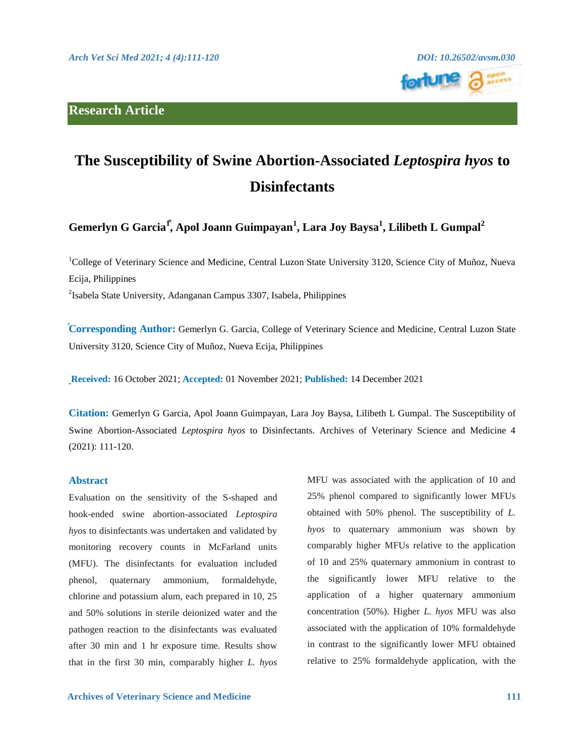Research Article

# The Susceptibility of Swine Abortion-Associated *Leptospira hyos* to Disinfectants

**Gemerlyn G Garcia[1*], Apol Joann Guimpayan[1], Lara Joy Baysa[1], Lilibeth L Gumpal[2]**

[1]College of Veterinary Science and Medicine, Central Luzon State University 3120, Science City of Muñoz, Nueva Ecija, Philippines

[2]Isabela State University, Adanganan Campus 3307, Isabela, Philippines

[*]**Corresponding Author:** Gemerlyn G. Garcia, College of Veterinary Science and Medicine, Central Luzon State University 3120, Science City of Muñoz, Nueva Ecija, Philippines

**Received:** 16 October 2021; **Accepted:** 01 November 2021; **Published:** 14 December 2021

**Citation:** Gemerlyn G Garcia, Apol Joann Guimpayan, Lara Joy Baysa, Lilibeth L Gumpal. The Susceptibility of Swine Abortion-Associated *Leptospira hyos* to Disinfectants. Archives of Veterinary Science and Medicine 4 (2021): 111-120.

## Abstract

Evaluation on the sensitivity of the S-shaped and hook-ended swine abortion-associated *Leptospira hyos* to disinfectants was undertaken and validated by monitoring recovery counts in McFarland units (MFU). The disinfectants for evaluation included phenol, quaternary ammonium, formaldehyde, chlorine and potassium alum, each prepared in 10, 25 and 50% solutions in sterile deionized water and the pathogen reaction to the disinfectants was evaluated after 30 min and 1 hr exposure time. Results show that in the first 30 min, comparably higher *L. hyos* MFU was associated with the application of 10 and 25% phenol compared to significantly lower MFUs obtained with 50% phenol. The susceptibility of *L. hyos* to quaternary ammonium was shown by comparably higher MFUs relative to the application of 10 and 25% quaternary ammonium in contrast to the significantly lower MFU relative to the application of a higher quaternary ammonium concentration (50%). Higher *L. hyos* MFU was also associated with the application of 10% formaldehyde in contrast to the significantly lower MFU obtained relative to 25% formaldehyde application, with the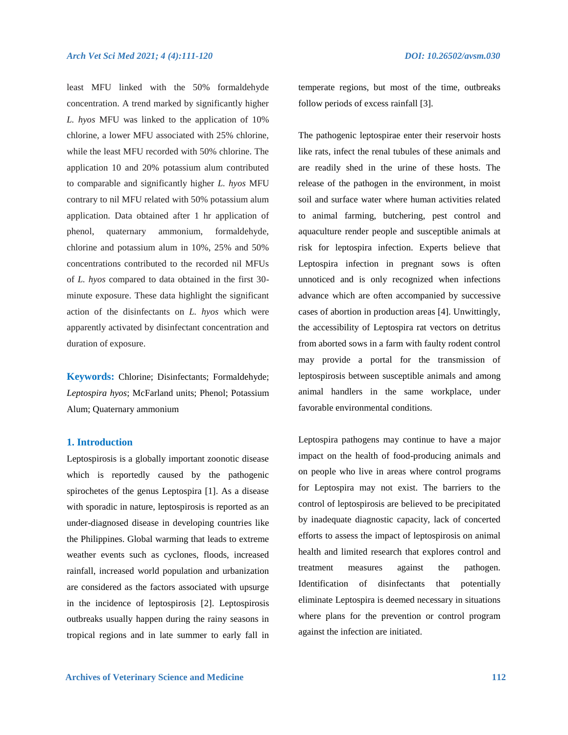least MFU linked with the 50% formaldehyde concentration. A trend marked by significantly higher *L. hyos* MFU was linked to the application of 10% chlorine, a lower MFU associated with 25% chlorine, while the least MFU recorded with 50% chlorine. The application 10 and 20% potassium alum contributed to comparable and significantly higher *L. hyos* MFU contrary to nil MFU related with 50% potassium alum application. Data obtained after 1 hr application of phenol, quaternary ammonium, formaldehyde, chlorine and potassium alum in 10%, 25% and 50% concentrations contributed to the recorded nil MFUs of *L. hyos* compared to data obtained in the first 30-minute exposure. These data highlight the significant action of the disinfectants on *L. hyos* which were apparently activated by disinfectant concentration and duration of exposure.

**Keywords:** Chlorine; Disinfectants; Formaldehyde; *Leptospira hyos*; McFarland units; Phenol; Potassium Alum; Quaternary ammonium

## 1. Introduction

Leptospirosis is a globally important zoonotic disease which is reportedly caused by the pathogenic spirochetes of the genus Leptospira [1]. As a disease with sporadic in nature, leptospirosis is reported as an under-diagnosed disease in developing countries like the Philippines. Global warming that leads to extreme weather events such as cyclones, floods, increased rainfall, increased world population and urbanization are considered as the factors associated with upsurge in the incidence of leptospirosis [2]. Leptospirosis outbreaks usually happen during the rainy seasons in tropical regions and in late summer to early fall in temperate regions, but most of the time, outbreaks follow periods of excess rainfall [3].

The pathogenic leptospirae enter their reservoir hosts like rats, infect the renal tubules of these animals and are readily shed in the urine of these hosts. The release of the pathogen in the environment, in moist soil and surface water where human activities related to animal farming, butchering, pest control and aquaculture render people and susceptible animals at risk for leptospira infection. Experts believe that Leptospira infection in pregnant sows is often unnoticed and is only recognized when infections advance which are often accompanied by successive cases of abortion in production areas [4]. Unwittingly, the accessibility of Leptospira rat vectors on detritus from aborted sows in a farm with faulty rodent control may provide a portal for the transmission of leptospirosis between susceptible animals and among animal handlers in the same workplace, under favorable environmental conditions.

Leptospira pathogens may continue to have a major impact on the health of food-producing animals and on people who live in areas where control programs for Leptospira may not exist. The barriers to the control of leptospirosis are believed to be precipitated by inadequate diagnostic capacity, lack of concerted efforts to assess the impact of leptospirosis on animal health and limited research that explores control and treatment measures against the pathogen. Identification of disinfectants that potentially eliminate Leptospira is deemed necessary in situations where plans for the prevention or control program against the infection are initiated.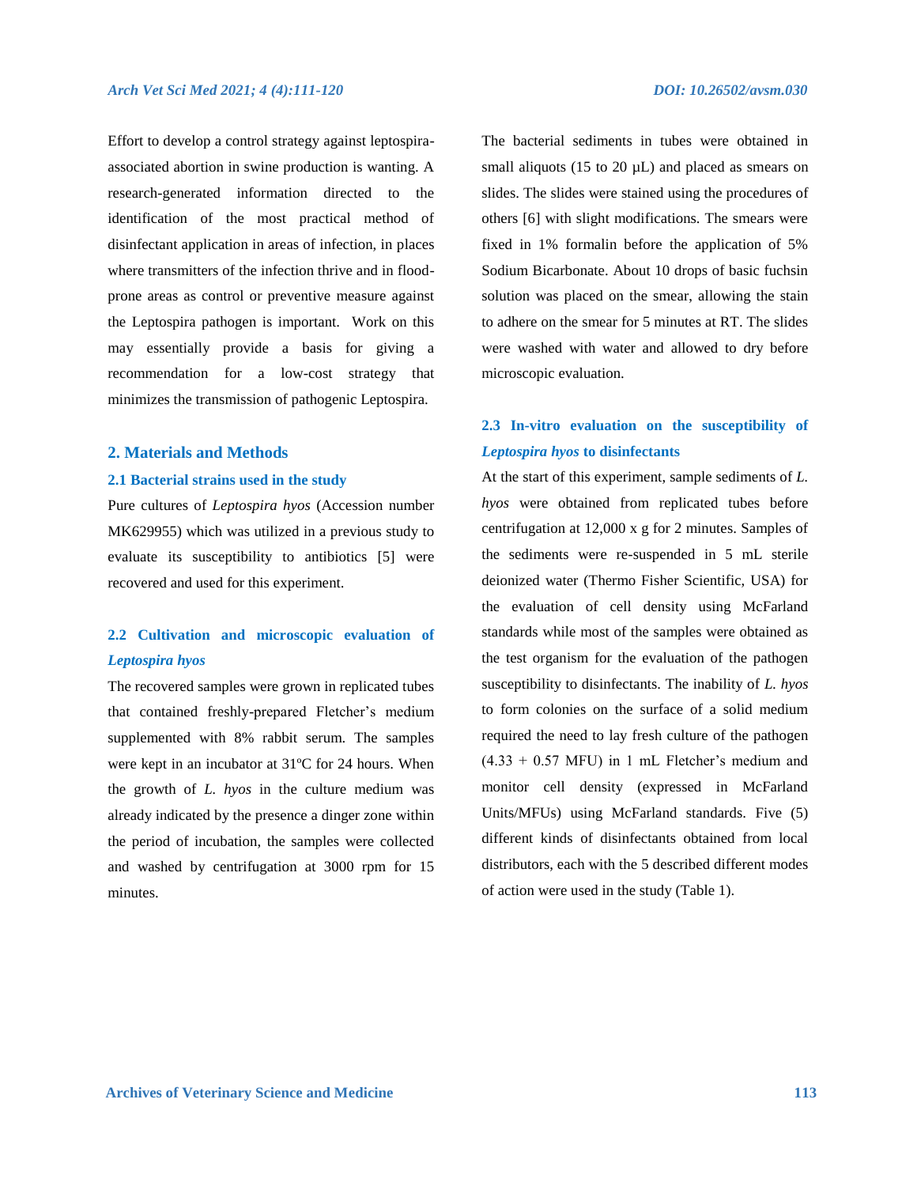Effort to develop a control strategy against leptospira-associated abortion in swine production is wanting. A research-generated information directed to the identification of the most practical method of disinfectant application in areas of infection, in places where transmitters of the infection thrive and in flood-prone areas as control or preventive measure against the Leptospira pathogen is important. Work on this may essentially provide a basis for giving a recommendation for a low-cost strategy that minimizes the transmission of pathogenic Leptospira.

## 2. Materials and Methods

### 2.1 Bacterial strains used in the study

Pure cultures of *Leptospira hyos* (Accession number MK629955) which was utilized in a previous study to evaluate its susceptibility to antibiotics [5] were recovered and used for this experiment.

### 2.2 Cultivation and microscopic evaluation of *Leptospira hyos*

The recovered samples were grown in replicated tubes that contained freshly-prepared Fletcher's medium supplemented with 8% rabbit serum. The samples were kept in an incubator at 31ºC for 24 hours. When the growth of *L. hyos* in the culture medium was already indicated by the presence a dinger zone within the period of incubation, the samples were collected and washed by centrifugation at 3000 rpm for 15 minutes.

The bacterial sediments in tubes were obtained in small aliquots (15 to 20 µL) and placed as smears on slides. The slides were stained using the procedures of others [6] with slight modifications. The smears were fixed in 1% formalin before the application of 5% Sodium Bicarbonate. About 10 drops of basic fuchsin solution was placed on the smear, allowing the stain to adhere on the smear for 5 minutes at RT. The slides were washed with water and allowed to dry before microscopic evaluation.

### 2.3 In-vitro evaluation on the susceptibility of *Leptospira hyos* to disinfectants

At the start of this experiment, sample sediments of *L. hyos* were obtained from replicated tubes before centrifugation at 12,000 x g for 2 minutes. Samples of the sediments were re-suspended in 5 mL sterile deionized water (Thermo Fisher Scientific, USA) for the evaluation of cell density using McFarland standards while most of the samples were obtained as the test organism for the evaluation of the pathogen susceptibility to disinfectants. The inability of *L. hyos* to form colonies on the surface of a solid medium required the need to lay fresh culture of the pathogen (4.33 + 0.57 MFU) in 1 mL Fletcher's medium and monitor cell density (expressed in McFarland Units/MFUs) using McFarland standards. Five (5) different kinds of disinfectants obtained from local distributors, each with the 5 described different modes of action were used in the study (Table 1).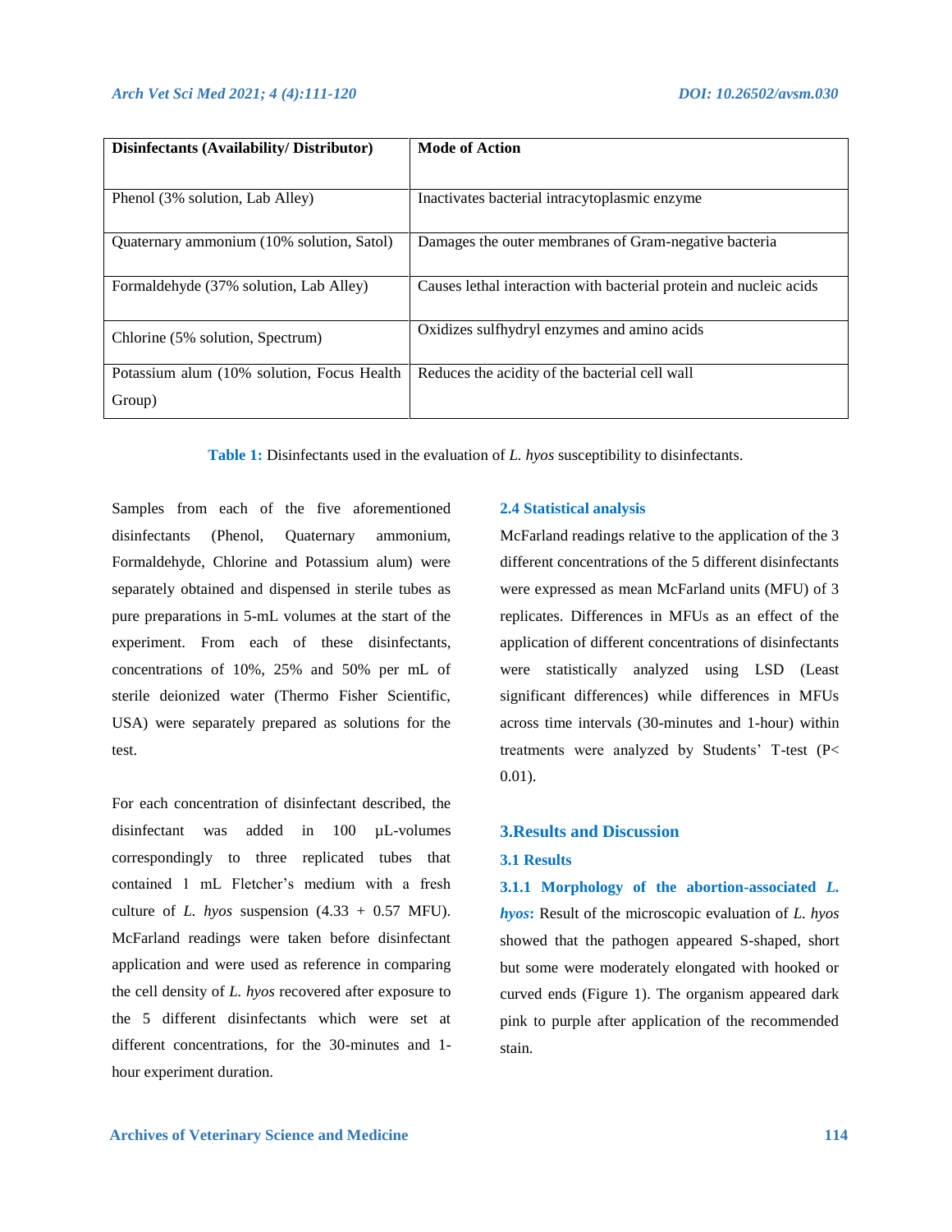| Disinfectants (Availability/ Distributor) | Mode of Action |
|---|---|
| Phenol (3% solution, Lab Alley) | Inactivates bacterial intracytoplasmic enzyme |
| Quaternary ammonium (10% solution, Satol) | Damages the outer membranes of Gram-negative bacteria |
| Formaldehyde (37% solution, Lab Alley) | Causes lethal interaction with bacterial protein and nucleic acids |
| Chlorine (5% solution, Spectrum) | Oxidizes sulfhydryl enzymes and amino acids |
| Potassium alum (10% solution, Focus Health Group) | Reduces the acidity of the bacterial cell wall |

**Table 1:** Disinfectants used in the evaluation of *L. hyos* susceptibility to disinfectants.

Samples from each of the five aforementioned disinfectants (Phenol, Quaternary ammonium, Formaldehyde, Chlorine and Potassium alum) were separately obtained and dispensed in sterile tubes as pure preparations in 5-mL volumes at the start of the experiment. From each of these disinfectants, concentrations of 10%, 25% and 50% per mL of sterile deionized water (Thermo Fisher Scientific, USA) were separately prepared as solutions for the test.

For each concentration of disinfectant described, the disinfectant was added in 100 µL-volumes correspondingly to three replicated tubes that contained 1 mL Fletcher's medium with a fresh culture of *L. hyos* suspension (4.33 + 0.57 MFU). McFarland readings were taken before disinfectant application and were used as reference in comparing the cell density of *L. hyos* recovered after exposure to the 5 different disinfectants which were set at different concentrations, for the 30-minutes and 1-hour experiment duration.

### 2.4 Statistical analysis

McFarland readings relative to the application of the 3 different concentrations of the 5 different disinfectants were expressed as mean McFarland units (MFU) of 3 replicates. Differences in MFUs as an effect of the application of different concentrations of disinfectants were statistically analyzed using LSD (Least significant differences) while differences in MFUs across time intervals (30-minutes and 1-hour) within treatments were analyzed by Students' T-test ($P < 0.01$).

## 3. Results and Discussion

### 3.1 Results

**3.1.1 Morphology of the abortion-associated *L. hyos*:** Result of the microscopic evaluation of *L. hyos* showed that the pathogen appeared S-shaped, short but some were moderately elongated with hooked or curved ends (Figure 1). The organism appeared dark pink to purple after application of the recommended stain.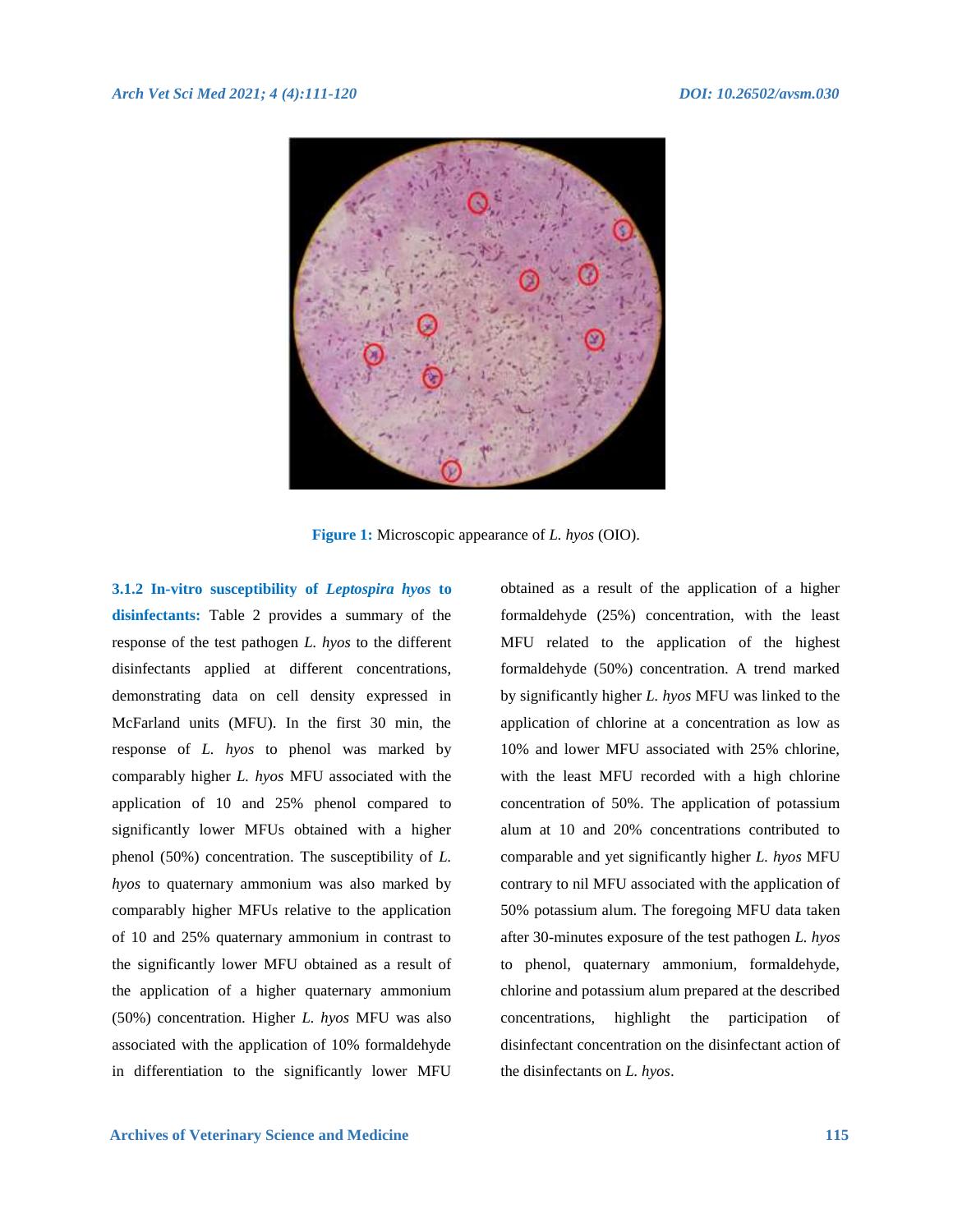Figure 1: Microscopic appearance of *L. hyos* (OIO).

**3.1.2 In-vitro susceptibility of *Leptospira hyos* to disinfectants:** Table 2 provides a summary of the response of the test pathogen *L. hyos* to the different disinfectants applied at different concentrations, demonstrating data on cell density expressed in McFarland units (MFU). In the first 30 min, the response of *L. hyos* to phenol was marked by comparably higher *L. hyos* MFU associated with the application of 10 and 25% phenol compared to significantly lower MFUs obtained with a higher phenol (50%) concentration. The susceptibility of *L. hyos* to quaternary ammonium was also marked by comparably higher MFUs relative to the application of 10 and 25% quaternary ammonium in contrast to the significantly lower MFU obtained as a result of the application of a higher quaternary ammonium (50%) concentration. Higher *L. hyos* MFU was also associated with the application of 10% formaldehyde in differentiation to the significantly lower MFU obtained as a result of the application of a higher formaldehyde (25%) concentration, with the least MFU related to the application of the highest formaldehyde (50%) concentration. A trend marked by significantly higher *L. hyos* MFU was linked to the application of chlorine at a concentration as low as 10% and lower MFU associated with 25% chlorine, with the least MFU recorded with a high chlorine concentration of 50%. The application of potassium alum at 10 and 20% concentrations contributed to comparable and yet significantly higher *L. hyos* MFU contrary to nil MFU associated with the application of 50% potassium alum. The foregoing MFU data taken after 30-minutes exposure of the test pathogen *L. hyos* to phenol, quaternary ammonium, formaldehyde, chlorine and potassium alum prepared at the described concentrations, highlight the participation of disinfectant concentration on the disinfectant action of the disinfectants on *L. hyos*.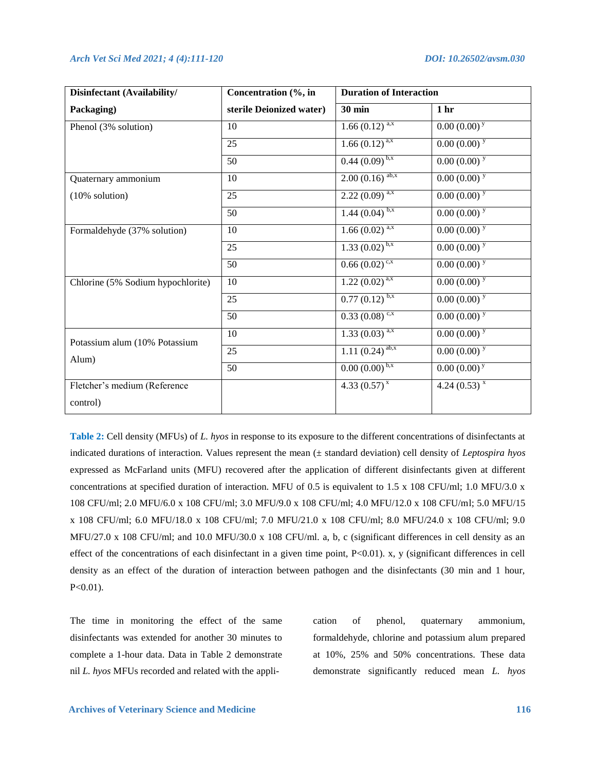| Disinfectant (Availability/ Packaging) | Concentration (%, in sterile Deionized water) | Duration of Interaction | |
|---|---|---|---|
| | | 30 min | 1 hr |
| Phenol (3% solution) | 10 | 1.66 (0.12) $^{a,x}$ | 0.00 (0.00) $^{y}$ |
| | 25 | 1.66 (0.12) $^{a,x}$ | 0.00 (0.00) $^{y}$ |
| | 50 | 0.44 (0.09) $^{b,x}$ | 0.00 (0.00) $^{y}$ |
| Quaternary ammonium (10% solution) | 10 | 2.00 (0.16) $^{ab,x}$ | 0.00 (0.00) $^{y}$ |
| | 25 | 2.22 (0.09) $^{a,x}$ | 0.00 (0.00) $^{y}$ |
| | 50 | 1.44 (0.04) $^{b,x}$ | 0.00 (0.00) $^{y}$ |
| Formaldehyde (37% solution) | 10 | 1.66 (0.02) $^{a,x}$ | 0.00 (0.00) $^{y}$ |
| | 25 | 1.33 (0.02) $^{b,x}$ | 0.00 (0.00) $^{y}$ |
| | 50 | 0.66 (0.02) $^{c,x}$ | 0.00 (0.00) $^{y}$ |
| Chlorine (5% Sodium hypochlorite) | 10 | 1.22 (0.02) $^{a,x}$ | 0.00 (0.00) $^{y}$ |
| | 25 | 0.77 (0.12) $^{b,x}$ | 0.00 (0.00) $^{y}$ |
| | 50 | 0.33 (0.08) $^{c,x}$ | 0.00 (0.00) $^{y}$ |
| Potassium alum (10% Potassium Alum) | 10 | 1.33 (0.03) $^{a,x}$ | 0.00 (0.00) $^{y}$ |
| | 25 | 1.11 (0.24) $^{ab,x}$ | 0.00 (0.00) $^{y}$ |
| | 50 | 0.00 (0.00) $^{b,x}$ | 0.00 (0.00) $^{y}$ |
| Fletcher's medium (Reference control) | | 4.33 (0.57) $^{x}$ | 4.24 (0.53) $^{x}$ |

**Table 2:** Cell density (MFUs) of *L. hyos* in response to its exposure to the different concentrations of disinfectants at indicated durations of interaction. Values represent the mean (± standard deviation) cell density of *Leptospira hyos* expressed as McFarland units (MFU) recovered after the application of different disinfectants given at different concentrations at specified duration of interaction. MFU of 0.5 is equivalent to 1.5 x 108 CFU/ml; 1.0 MFU/3.0 x 108 CFU/ml; 2.0 MFU/6.0 x 108 CFU/ml; 3.0 MFU/9.0 x 108 CFU/ml; 4.0 MFU/12.0 x 108 CFU/ml; 5.0 MFU/15 x 108 CFU/ml; 6.0 MFU/18.0 x 108 CFU/ml; 7.0 MFU/21.0 x 108 CFU/ml; 8.0 MFU/24.0 x 108 CFU/ml; 9.0 MFU/27.0 x 108 CFU/ml; and 10.0 MFU/30.0 x 108 CFU/ml. a, b, c (significant differences in cell density as an effect of the concentrations of each disinfectant in a given time point, P<0.01). x, y (significant differences in cell density as an effect of the duration of interaction between pathogen and the disinfectants (30 min and 1 hour, P<0.01).

The time in monitoring the effect of the same disinfectants was extended for another 30 minutes to complete a 1-hour data. Data in Table 2 demonstrate nil *L. hyos* MFUs recorded and related with the application of phenol, quaternary ammonium, formaldehyde, chlorine and potassium alum prepared at 10%, 25% and 50% concentrations. These data demonstrate significantly reduced mean *L. hyos*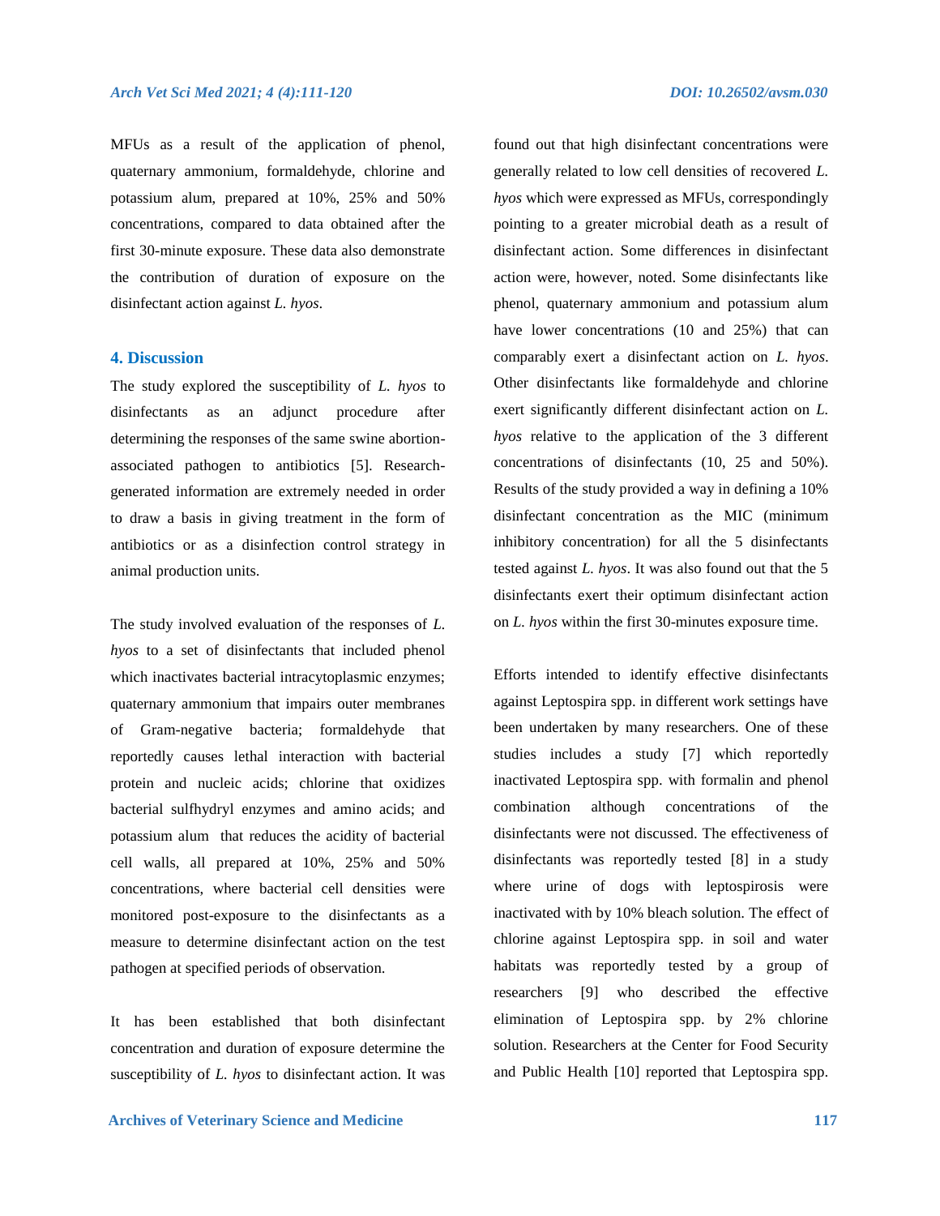MFUs as a result of the application of phenol, quaternary ammonium, formaldehyde, chlorine and potassium alum, prepared at 10%, 25% and 50% concentrations, compared to data obtained after the first 30-minute exposure. These data also demonstrate the contribution of duration of exposure on the disinfectant action against *L. hyos*.

## 4. Discussion

The study explored the susceptibility of *L. hyos* to disinfectants as an adjunct procedure after determining the responses of the same swine abortion-associated pathogen to antibiotics [5]. Research-generated information are extremely needed in order to draw a basis in giving treatment in the form of antibiotics or as a disinfection control strategy in animal production units.

The study involved evaluation of the responses of *L. hyos* to a set of disinfectants that included phenol which inactivates bacterial intracytoplasmic enzymes; quaternary ammonium that impairs outer membranes of Gram-negative bacteria; formaldehyde that reportedly causes lethal interaction with bacterial protein and nucleic acids; chlorine that oxidizes bacterial sulfhydryl enzymes and amino acids; and potassium alum that reduces the acidity of bacterial cell walls, all prepared at 10%, 25% and 50% concentrations, where bacterial cell densities were monitored post-exposure to the disinfectants as a measure to determine disinfectant action on the test pathogen at specified periods of observation.

It has been established that both disinfectant concentration and duration of exposure determine the susceptibility of *L. hyos* to disinfectant action. It was found out that high disinfectant concentrations were generally related to low cell densities of recovered *L. hyos* which were expressed as MFUs, correspondingly pointing to a greater microbial death as a result of disinfectant action. Some differences in disinfectant action were, however, noted. Some disinfectants like phenol, quaternary ammonium and potassium alum have lower concentrations (10 and 25%) that can comparably exert a disinfectant action on *L. hyos*. Other disinfectants like formaldehyde and chlorine exert significantly different disinfectant action on *L. hyos* relative to the application of the 3 different concentrations of disinfectants (10, 25 and 50%). Results of the study provided a way in defining a 10% disinfectant concentration as the MIC (minimum inhibitory concentration) for all the 5 disinfectants tested against *L. hyos*. It was also found out that the 5 disinfectants exert their optimum disinfectant action on *L. hyos* within the first 30-minutes exposure time.

Efforts intended to identify effective disinfectants against Leptospira spp. in different work settings have been undertaken by many researchers. One of these studies includes a study [7] which reportedly inactivated Leptospira spp. with formalin and phenol combination although concentrations of the disinfectants were not discussed. The effectiveness of disinfectants was reportedly tested [8] in a study where urine of dogs with leptospirosis were inactivated with by 10% bleach solution. The effect of chlorine against Leptospira spp. in soil and water habitats was reportedly tested by a group of researchers [9] who described the effective elimination of Leptospira spp. by 2% chlorine solution. Researchers at the Center for Food Security and Public Health [10] reported that Leptospira spp.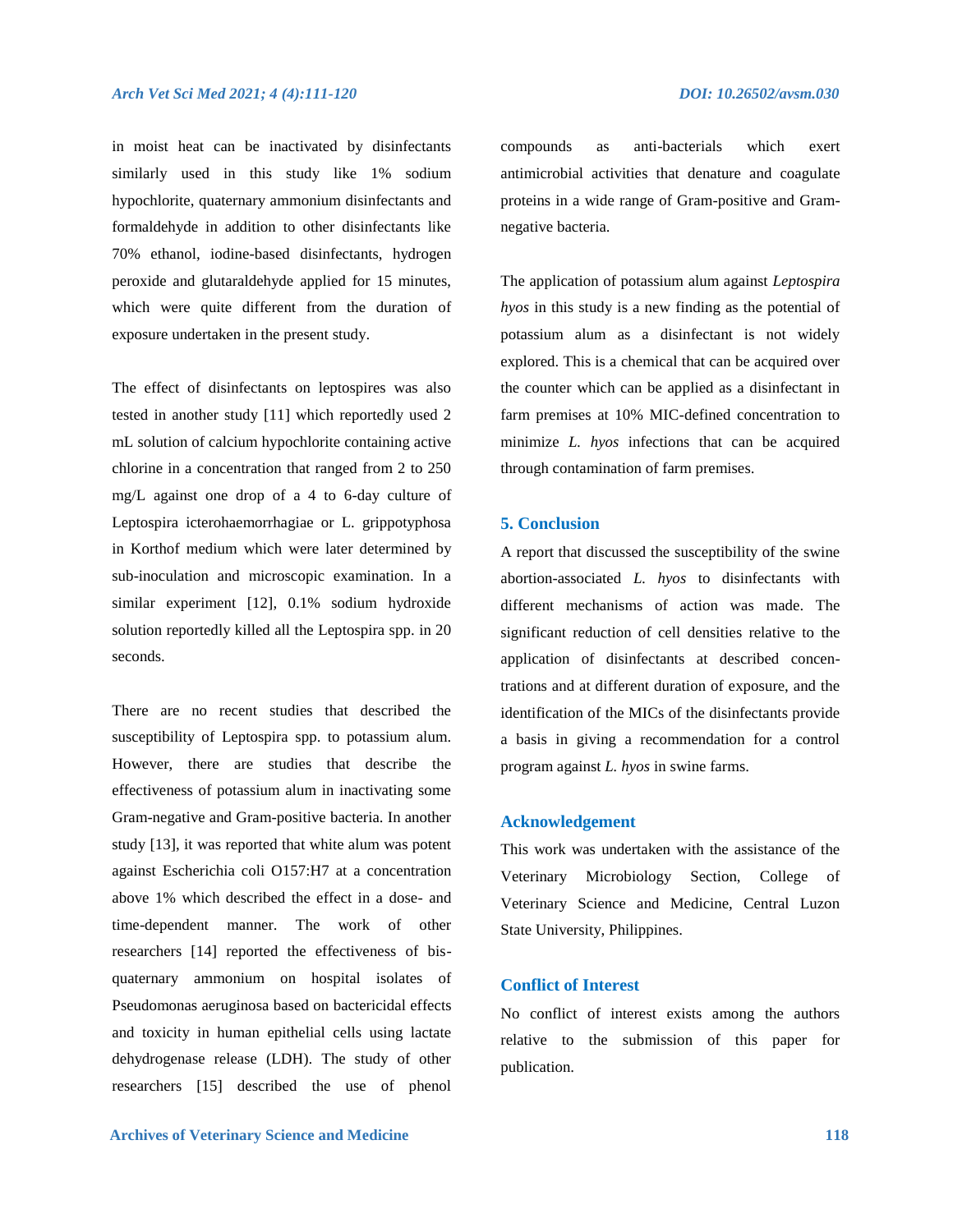in moist heat can be inactivated by disinfectants similarly used in this study like 1% sodium hypochlorite, quaternary ammonium disinfectants and formaldehyde in addition to other disinfectants like 70% ethanol, iodine-based disinfectants, hydrogen peroxide and glutaraldehyde applied for 15 minutes, which were quite different from the duration of exposure undertaken in the present study.

The effect of disinfectants on leptospires was also tested in another study [11] which reportedly used 2 mL solution of calcium hypochlorite containing active chlorine in a concentration that ranged from 2 to 250 mg/L against one drop of a 4 to 6-day culture of Leptospira icterohaemorrhagiae or L. grippotyphosa in Korthof medium which were later determined by sub-inoculation and microscopic examination. In a similar experiment [12], 0.1% sodium hydroxide solution reportedly killed all the Leptospira spp. in 20 seconds.

There are no recent studies that described the susceptibility of Leptospira spp. to potassium alum. However, there are studies that describe the effectiveness of potassium alum in inactivating some Gram-negative and Gram-positive bacteria. In another study [13], it was reported that white alum was potent against Escherichia coli O157:H7 at a concentration above 1% which described the effect in a dose- and time-dependent manner. The work of other researchers [14] reported the effectiveness of bis-quaternary ammonium on hospital isolates of Pseudomonas aeruginosa based on bactericidal effects and toxicity in human epithelial cells using lactate dehydrogenase release (LDH). The study of other researchers [15] described the use of phenol compounds as anti-bacterials which exert antimicrobial activities that denature and coagulate proteins in a wide range of Gram-positive and Gram-negative bacteria.

The application of potassium alum against *Leptospira hyos* in this study is a new finding as the potential of potassium alum as a disinfectant is not widely explored. This is a chemical that can be acquired over the counter which can be applied as a disinfectant in farm premises at 10% MIC-defined concentration to minimize *L. hyos* infections that can be acquired through contamination of farm premises.

## 5. Conclusion

A report that discussed the susceptibility of the swine abortion-associated *L. hyos* to disinfectants with different mechanisms of action was made. The significant reduction of cell densities relative to the application of disinfectants at described concentrations and at different duration of exposure, and the identification of the MICs of the disinfectants provide a basis in giving a recommendation for a control program against *L. hyos* in swine farms.

## Acknowledgement

This work was undertaken with the assistance of the Veterinary Microbiology Section, College of Veterinary Science and Medicine, Central Luzon State University, Philippines.

## Conflict of Interest

No conflict of interest exists among the authors relative to the submission of this paper for publication.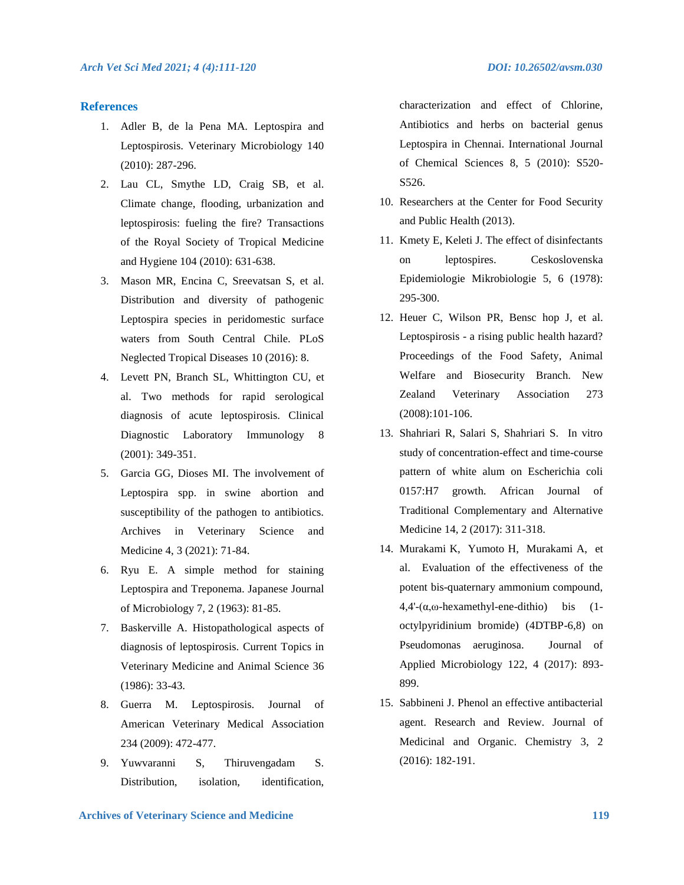## References

1. Adler B, de la Pena MA. Leptospira and Leptospirosis. Veterinary Microbiology 140 (2010): 287-296.
2. Lau CL, Smythe LD, Craig SB, et al. Climate change, flooding, urbanization and leptospirosis: fueling the fire? Transactions of the Royal Society of Tropical Medicine and Hygiene 104 (2010): 631-638.
3. Mason MR, Encina C, Sreevatsan S, et al. Distribution and diversity of pathogenic Leptospira species in peridomestic surface waters from South Central Chile. PLoS Neglected Tropical Diseases 10 (2016): 8.
4. Levett PN, Branch SL, Whittington CU, et al. Two methods for rapid serological diagnosis of acute leptospirosis. Clinical Diagnostic Laboratory Immunology 8 (2001): 349-351.
5. Garcia GG, Dioses MI. The involvement of Leptospira spp. in swine abortion and susceptibility of the pathogen to antibiotics. Archives in Veterinary Science and Medicine 4, 3 (2021): 71-84.
6. Ryu E. A simple method for staining Leptospira and Treponema. Japanese Journal of Microbiology 7, 2 (1963): 81-85.
7. Baskerville A. Histopathological aspects of diagnosis of leptospirosis. Current Topics in Veterinary Medicine and Animal Science 36 (1986): 33-43.
8. Guerra M. Leptospirosis. Journal of American Veterinary Medical Association 234 (2009): 472-477.
9. Yuwvaranni S, Thiruvengadam S. Distribution, isolation, identification, characterization and effect of Chlorine, Antibiotics and herbs on bacterial genus Leptospira in Chennai. International Journal of Chemical Sciences 8, 5 (2010): S520-S526.
10. Researchers at the Center for Food Security and Public Health (2013).
11. Kmety E, Keleti J. The effect of disinfectants on leptospires. Ceskoslovenska Epidemiologie Mikrobiologie 5, 6 (1978): 295-300.
12. Heuer C, Wilson PR, Bensc hop J, et al. Leptospirosis - a rising public health hazard? Proceedings of the Food Safety, Animal Welfare and Biosecurity Branch. New Zealand Veterinary Association 273 (2008):101-106.
13. Shahriari R, Salari S, Shahriari S. In vitro study of concentration-effect and time-course pattern of white alum on Escherichia coli 0157:H7 growth. African Journal of Traditional Complementary and Alternative Medicine 14, 2 (2017): 311-318.
14. Murakami K, Yumoto H, Murakami A, et al. Evaluation of the effectiveness of the potent bis-quaternary ammonium compound, 4,4'-(α,ω-hexamethyl-ene-dithio) bis (1-octylpyridinium bromide) (4DTBP-6,8) on Pseudomonas aeruginosa. Journal of Applied Microbiology 122, 4 (2017): 893-899.
15. Sabbineni J. Phenol an effective antibacterial agent. Research and Review. Journal of Medicinal and Organic. Chemistry 3, 2 (2016): 182-191.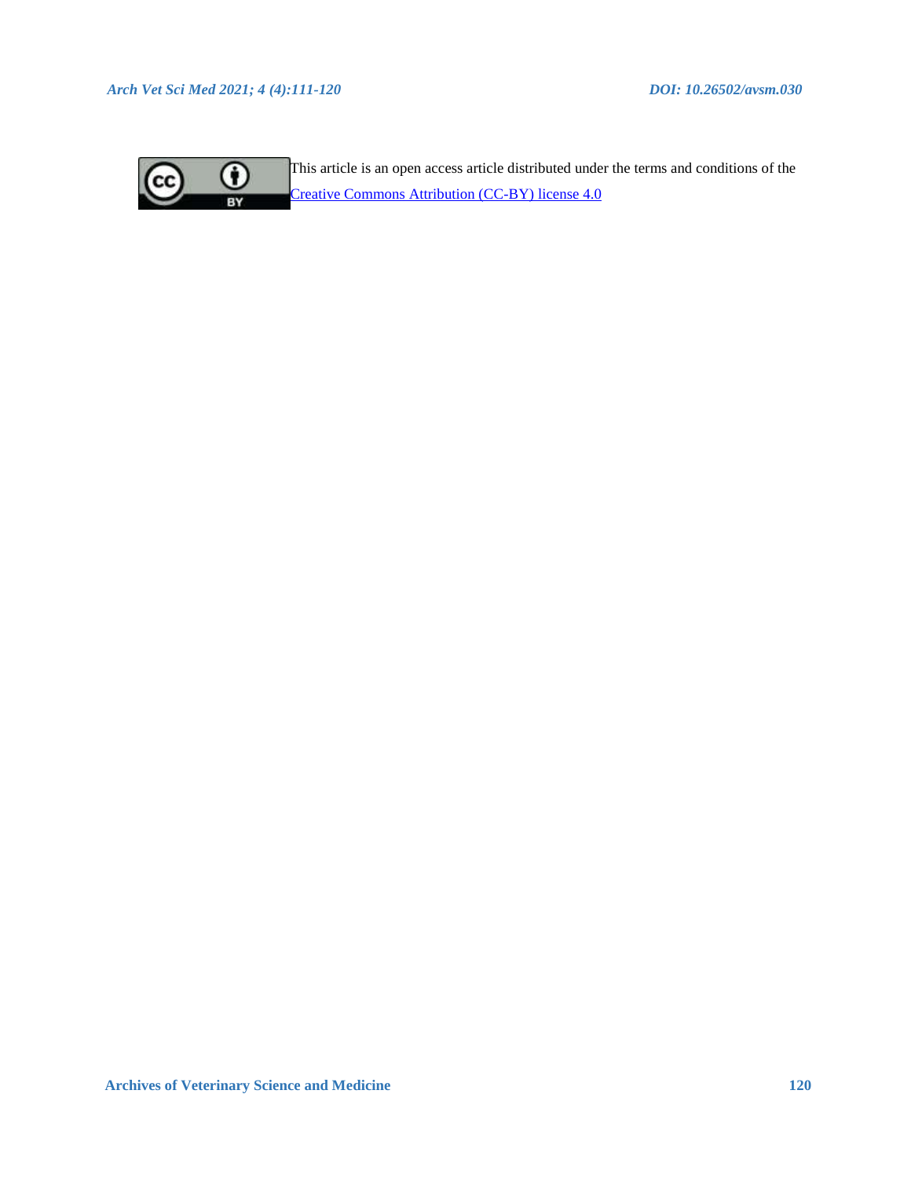This article is an open access article distributed under the terms and conditions of the [Creative Commons Attribution (CC-BY) license 4.0](https://creativecommons.org/licenses/by/4.0/)